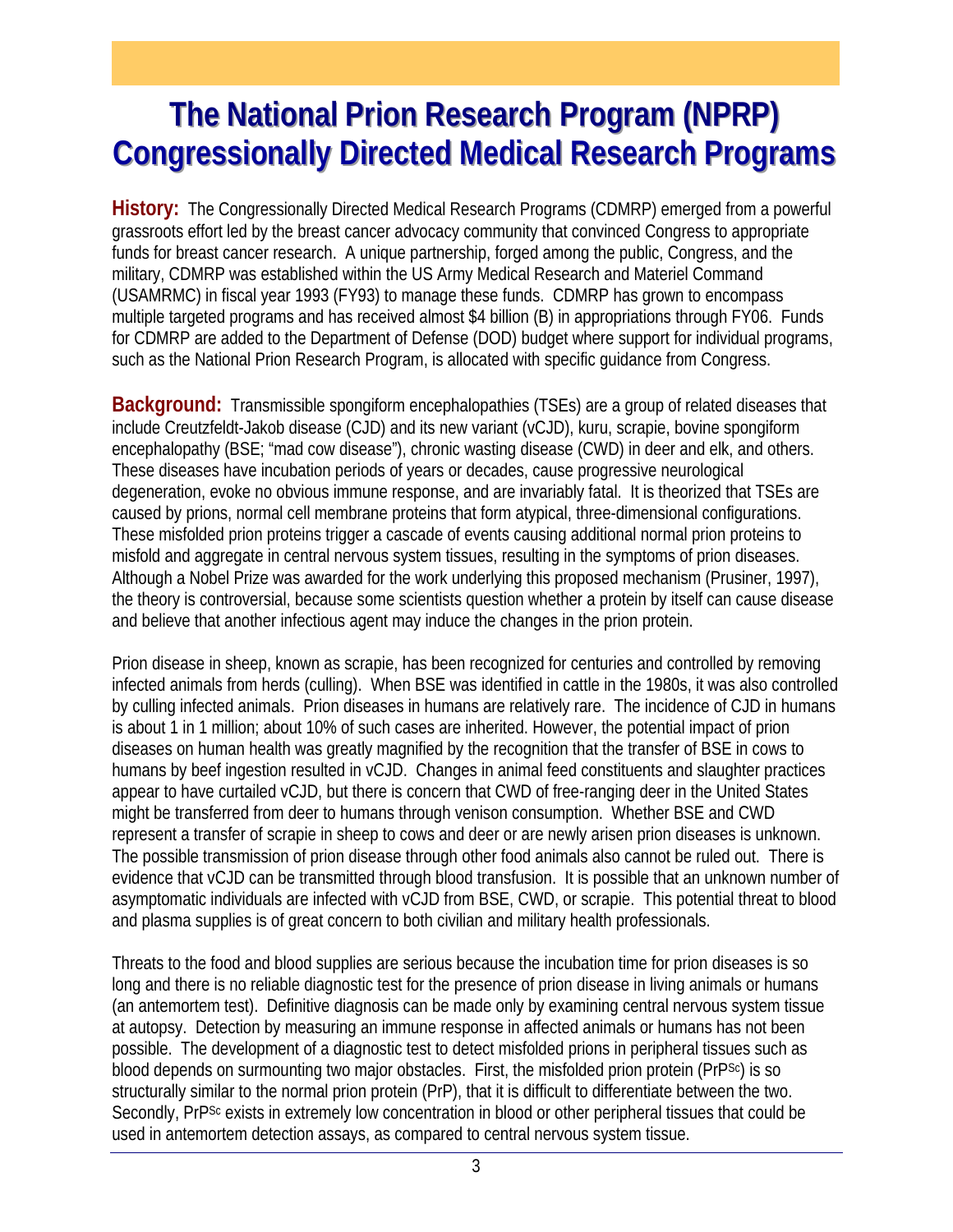# The National Prion Research Program (NPRP)
# Congressionally Directed Medical Research Programs

**History:** The Congressionally Directed Medical Research Programs (CDMRP) emerged from a powerful grassroots effort led by the breast cancer advocacy community that convinced Congress to appropriate funds for breast cancer research. A unique partnership, forged among the public, Congress, and the military, CDMRP was established within the US Army Medical Research and Materiel Command (USAMRMC) in fiscal year 1993 (FY93) to manage these funds. CDMRP has grown to encompass multiple targeted programs and has received almost $4 billion (B) in appropriations through FY06. Funds for CDMRP are added to the Department of Defense (DOD) budget where support for individual programs, such as the National Prion Research Program, is allocated with specific guidance from Congress.

**Background:** Transmissible spongiform encephalopathies (TSEs) are a group of related diseases that include Creutzfeldt-Jakob disease (CJD) and its new variant (vCJD), kuru, scrapie, bovine spongiform encephalopathy (BSE; "mad cow disease"), chronic wasting disease (CWD) in deer and elk, and others. These diseases have incubation periods of years or decades, cause progressive neurological degeneration, evoke no obvious immune response, and are invariably fatal. It is theorized that TSEs are caused by prions, normal cell membrane proteins that form atypical, three-dimensional configurations. These misfolded prion proteins trigger a cascade of events causing additional normal prion proteins to misfold and aggregate in central nervous system tissues, resulting in the symptoms of prion diseases. Although a Nobel Prize was awarded for the work underlying this proposed mechanism (Prusiner, 1997), the theory is controversial, because some scientists question whether a protein by itself can cause disease and believe that another infectious agent may induce the changes in the prion protein.

Prion disease in sheep, known as scrapie, has been recognized for centuries and controlled by removing infected animals from herds (culling). When BSE was identified in cattle in the 1980s, it was also controlled by culling infected animals. Prion diseases in humans are relatively rare. The incidence of CJD in humans is about 1 in 1 million; about 10% of such cases are inherited. However, the potential impact of prion diseases on human health was greatly magnified by the recognition that the transfer of BSE in cows to humans by beef ingestion resulted in vCJD. Changes in animal feed constituents and slaughter practices appear to have curtailed vCJD, but there is concern that CWD of free-ranging deer in the United States might be transferred from deer to humans through venison consumption. Whether BSE and CWD represent a transfer of scrapie in sheep to cows and deer or are newly arisen prion diseases is unknown. The possible transmission of prion disease through other food animals also cannot be ruled out. There is evidence that vCJD can be transmitted through blood transfusion. It is possible that an unknown number of asymptomatic individuals are infected with vCJD from BSE, CWD, or scrapie. This potential threat to blood and plasma supplies is of great concern to both civilian and military health professionals.

Threats to the food and blood supplies are serious because the incubation time for prion diseases is so long and there is no reliable diagnostic test for the presence of prion disease in living animals or humans (an antemortem test). Definitive diagnosis can be made only by examining central nervous system tissue at autopsy. Detection by measuring an immune response in affected animals or humans has not been possible. The development of a diagnostic test to detect misfolded prions in peripheral tissues such as blood depends on surmounting two major obstacles. First, the misfolded prion protein ($PrP^{Sc}$) is so structurally similar to the normal prion protein (PrP), that it is difficult to differentiate between the two. Secondly, $PrP^{Sc}$ exists in extremely low concentration in blood or other peripheral tissues that could be used in antemortem detection assays, as compared to central nervous system tissue.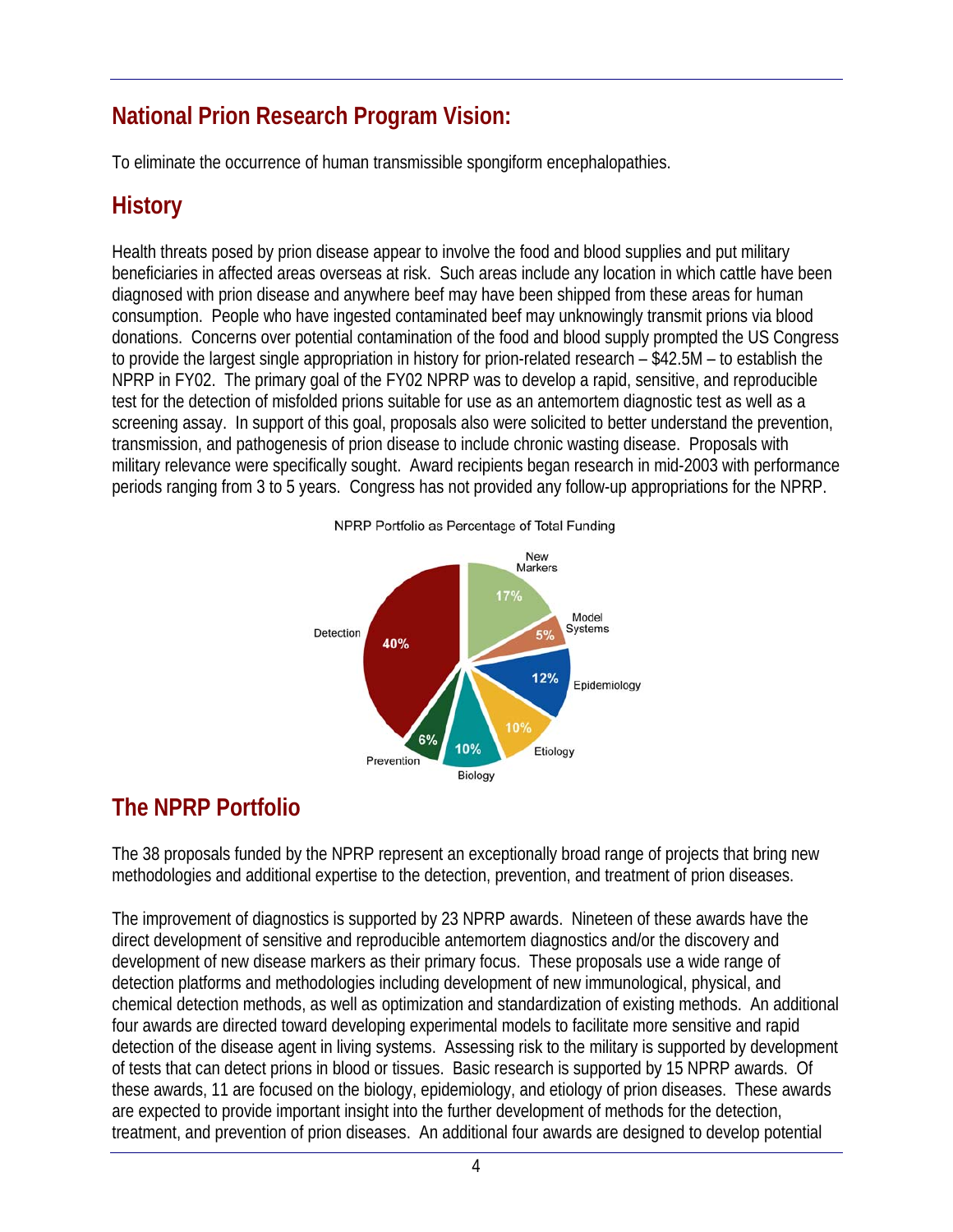## National Prion Research Program Vision:

To eliminate the occurrence of human transmissible spongiform encephalopathies.

## History

Health threats posed by prion disease appear to involve the food and blood supplies and put military beneficiaries in affected areas overseas at risk. Such areas include any location in which cattle have been diagnosed with prion disease and anywhere beef may have been shipped from these areas for human consumption. People who have ingested contaminated beef may unknowingly transmit prions via blood donations. Concerns over potential contamination of the food and blood supply prompted the US Congress to provide the largest single appropriation in history for prion-related research – $42.5M – to establish the NPRP in FY02. The primary goal of the FY02 NPRP was to develop a rapid, sensitive, and reproducible test for the detection of misfolded prions suitable for use as an antemortem diagnostic test as well as a screening assay. In support of this goal, proposals also were solicited to better understand the prevention, transmission, and pathogenesis of prion disease to include chronic wasting disease. Proposals with military relevance were specifically sought. Award recipients began research in mid-2003 with performance periods ranging from 3 to 5 years. Congress has not provided any follow-up appropriations for the NPRP.

NPRP Portfolio as Percentage of Total Funding

New Markers 17%
Model Systems 5%
Epidemiology 12%
Etiology 10%
Biology 10%
Prevention 6%
Detection 40%

## The NPRP Portfolio

The 38 proposals funded by the NPRP represent an exceptionally broad range of projects that bring new methodologies and additional expertise to the detection, prevention, and treatment of prion diseases.

The improvement of diagnostics is supported by 23 NPRP awards. Nineteen of these awards have the direct development of sensitive and reproducible antemortem diagnostics and/or the discovery and development of new disease markers as their primary focus. These proposals use a wide range of detection platforms and methodologies including development of new immunological, physical, and chemical detection methods, as well as optimization and standardization of existing methods. An additional four awards are directed toward developing experimental models to facilitate more sensitive and rapid detection of the disease agent in living systems. Assessing risk to the military is supported by development of tests that can detect prions in blood or tissues. Basic research is supported by 15 NPRP awards. Of these awards, 11 are focused on the biology, epidemiology, and etiology of prion diseases. These awards are expected to provide important insight into the further development of methods for the detection, treatment, and prevention of prion diseases. An additional four awards are designed to develop potential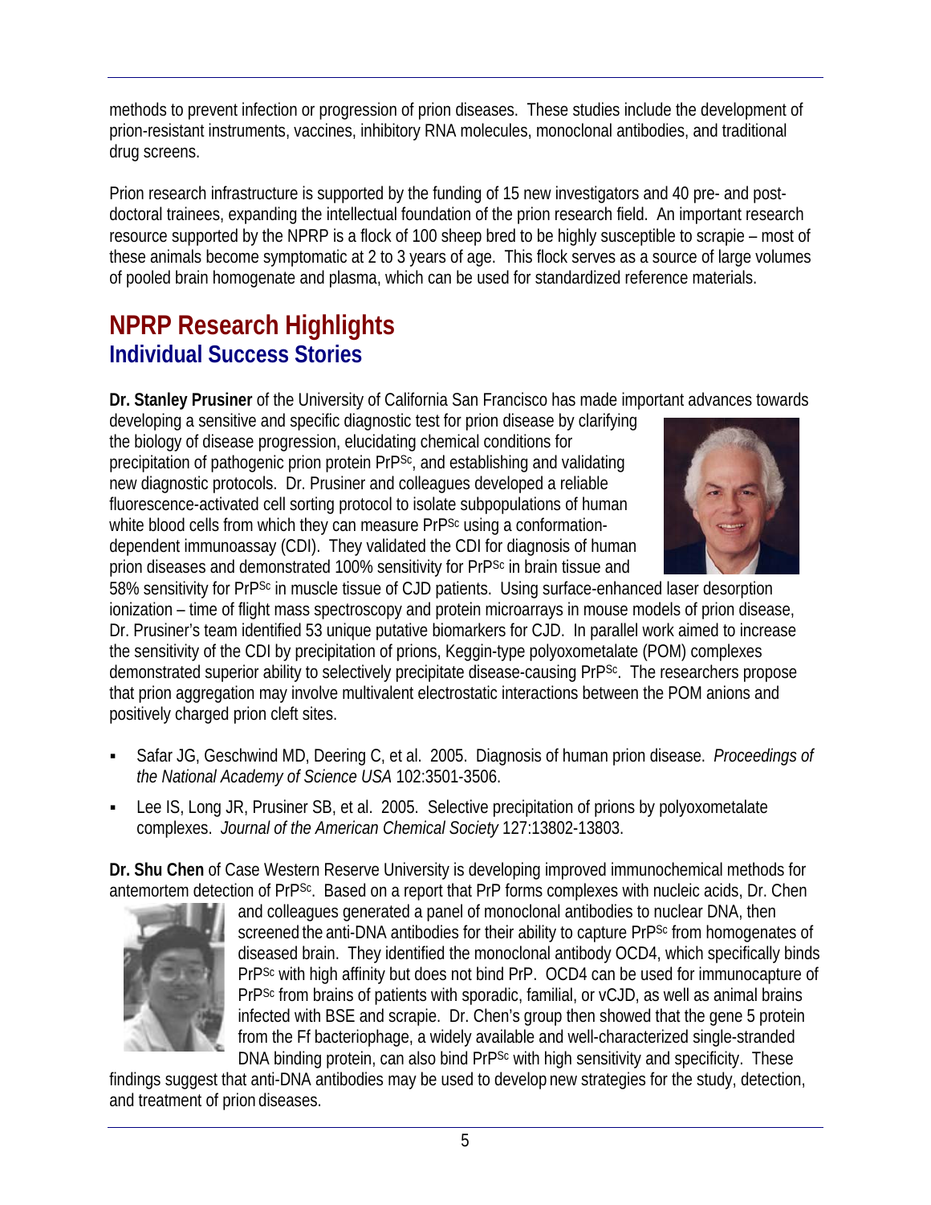methods to prevent infection or progression of prion diseases. These studies include the development of prion-resistant instruments, vaccines, inhibitory RNA molecules, monoclonal antibodies, and traditional drug screens.

Prion research infrastructure is supported by the funding of 15 new investigators and 40 pre- and post-doctoral trainees, expanding the intellectual foundation of the prion research field. An important research resource supported by the NPRP is a flock of 100 sheep bred to be highly susceptible to scrapie – most of these animals become symptomatic at 2 to 3 years of age. This flock serves as a source of large volumes of pooled brain homogenate and plasma, which can be used for standardized reference materials.

# NPRP Research Highlights

## Individual Success Stories

**Dr. Stanley Prusiner** of the University of California San Francisco has made important advances towards developing a sensitive and specific diagnostic test for prion disease by clarifying the biology of disease progression, elucidating chemical conditions for precipitation of pathogenic prion protein $PrP^{Sc}$, and establishing and validating new diagnostic protocols. Dr. Prusiner and colleagues developed a reliable fluorescence-activated cell sorting protocol to isolate subpopulations of human white blood cells from which they can measure $PrP^{Sc}$ using a conformation-dependent immunoassay (CDI). They validated the CDI for diagnosis of human prion diseases and demonstrated 100% sensitivity for $PrP^{Sc}$ in brain tissue and 58% sensitivity for $PrP^{Sc}$ in muscle tissue of CJD patients. Using surface-enhanced laser desorption ionization – time of flight mass spectroscopy and protein microarrays in mouse models of prion disease, Dr. Prusiner's team identified 53 unique putative biomarkers for CJD. In parallel work aimed to increase the sensitivity of the CDI by precipitation of prions, Keggin-type polyoxometalate (POM) complexes demonstrated superior ability to selectively precipitate disease-causing $PrP^{Sc}$. The researchers propose that prion aggregation may involve multivalent electrostatic interactions between the POM anions and positively charged prion cleft sites.

- Safar JG, Geschwind MD, Deering C, et al. 2005. Diagnosis of human prion disease. *Proceedings of the National Academy of Science USA* 102:3501-3506.
- Lee IS, Long JR, Prusiner SB, et al. 2005. Selective precipitation of prions by polyoxometalate complexes. *Journal of the American Chemical Society* 127:13802-13803.

**Dr. Shu Chen** of Case Western Reserve University is developing improved immunochemical methods for antemortem detection of $PrP^{Sc}$. Based on a report that PrP forms complexes with nucleic acids, Dr. Chen and colleagues generated a panel of monoclonal antibodies to nuclear DNA, then screened the anti-DNA antibodies for their ability to capture $PrP^{Sc}$ from homogenates of diseased brain. They identified the monoclonal antibody OCD4, which specifically binds $PrP^{Sc}$ with high affinity but does not bind PrP. OCD4 can be used for immunocapture of $PrP^{Sc}$ from brains of patients with sporadic, familial, or vCJD, as well as animal brains infected with BSE and scrapie. Dr. Chen's group then showed that the gene 5 protein from the Ff bacteriophage, a widely available and well-characterized single-stranded DNA binding protein, can also bind $PrP^{Sc}$ with high sensitivity and specificity. These findings suggest that anti-DNA antibodies may be used to develop new strategies for the study, detection, and treatment of prion diseases.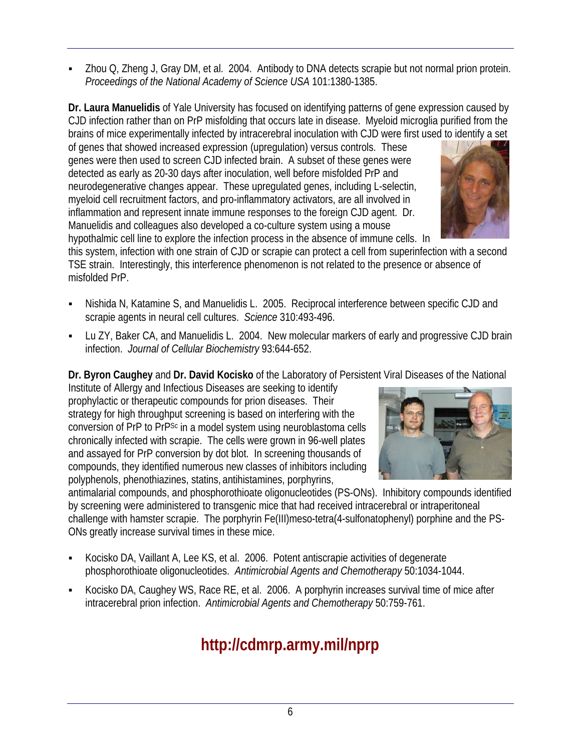- Zhou Q, Zheng J, Gray DM, et al. 2004. Antibody to DNA detects scrapie but not normal prion protein. *Proceedings of the National Academy of Science USA* 101:1380-1385.

**Dr. Laura Manuelidis** of Yale University has focused on identifying patterns of gene expression caused by CJD infection rather than on PrP misfolding that occurs late in disease. Myeloid microglia purified from the brains of mice experimentally infected by intracerebral inoculation with CJD were first used to identify a set of genes that showed increased expression (upregulation) versus controls. These genes were then used to screen CJD infected brain. A subset of these genes were detected as early as 20-30 days after inoculation, well before misfolded PrP and neurodegenerative changes appear. These upregulated genes, including L-selectin, myeloid cell recruitment factors, and pro-inflammatory activators, are all involved in inflammation and represent innate immune responses to the foreign CJD agent. Dr. Manuelidis and colleagues also developed a co-culture system using a mouse hypothalmic cell line to explore the infection process in the absence of immune cells. In this system, infection with one strain of CJD or scrapie can protect a cell from superinfection with a second TSE strain. Interestingly, this interference phenomenon is not related to the presence or absence of misfolded PrP.

- Nishida N, Katamine S, and Manuelidis L. 2005. Reciprocal interference between specific CJD and scrapie agents in neural cell cultures. *Science* 310:493-496.
- Lu ZY, Baker CA, and Manuelidis L. 2004. New molecular markers of early and progressive CJD brain infection. *Journal of Cellular Biochemistry* 93:644-652.

**Dr. Byron Caughey** and **Dr. David Kocisko** of the Laboratory of Persistent Viral Diseases of the National Institute of Allergy and Infectious Diseases are seeking to identify prophylactic or therapeutic compounds for prion diseases. Their strategy for high throughput screening is based on interfering with the conversion of PrP to $PrP^{Sc}$ in a model system using neuroblastoma cells chronically infected with scrapie. The cells were grown in 96-well plates and assayed for PrP conversion by dot blot. In screening thousands of compounds, they identified numerous new classes of inhibitors including polyphenols, phenothiazines, statins, antihistamines, porphyrins, antimalarial compounds, and phosphorothioate oligonucleotides (PS-ONs). Inhibitory compounds identified by screening were administered to transgenic mice that had received intracerebral or intraperitoneal challenge with hamster scrapie. The porphyrin Fe(III)meso-tetra(4-sulfonatophenyl) porphine and the PS-ONs greatly increase survival times in these mice.

- Kocisko DA, Vaillant A, Lee KS, et al. 2006. Potent antiscrapie activities of degenerate phosphorothioate oligonucleotides. *Antimicrobial Agents and Chemotherapy* 50:1034-1044.
- Kocisko DA, Caughey WS, Race RE, et al. 2006. A porphyrin increases survival time of mice after intracerebral prion infection. *Antimicrobial Agents and Chemotherapy* 50:759-761.

## http://cdmrp.army.mil/nprp